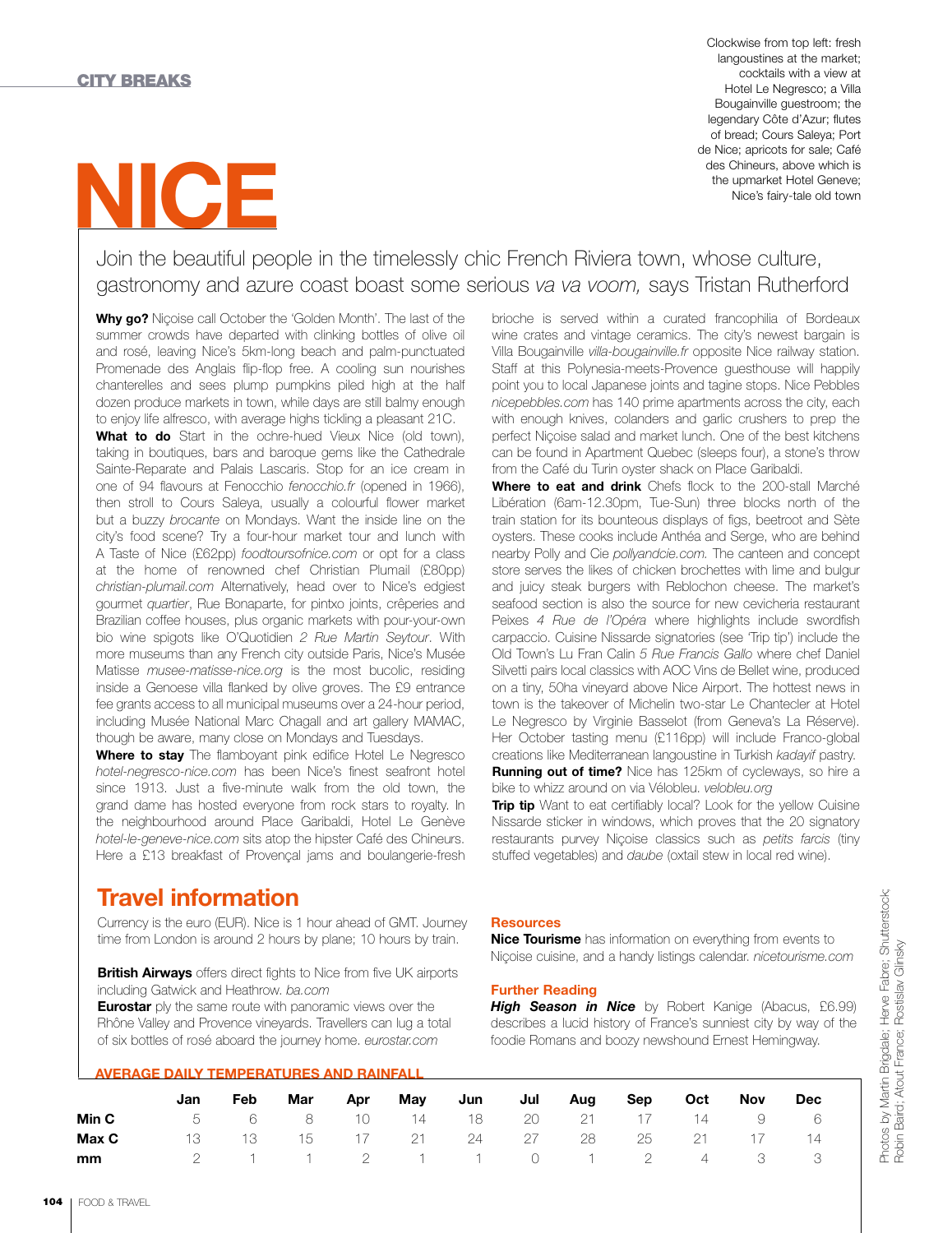CITY BREAKS

# NICE

Clockwise from top left: fresh langoustines at the market; cocktails with a view at Hotel Le Negresco; a Villa Bougainville guestroom; the legendary Côte d'Azur; flutes of bread; Cours Saleya; Port de Nice; apricots for sale; Café des Chineurs, above which is the upmarket Hotel Geneve; Nice's fairy-tale old town

Join the beautiful people in the timelessly chic French Riviera town, whose culture, gastronomy and azure coast boast some serious *va va voom,* says Tristan Rutherford

**Why go?** Niçoise call October the 'Golden Month'. The last of the summer crowds have departed with clinking bottles of olive oil and rosé, leaving Nice's 5km-long beach and palm-punctuated Promenade des Anglais flip-flop free. A cooling sun nourishes chanterelles and sees plump pumpkins piled high at the half dozen produce markets in town, while days are still balmy enough to enjoy life alfresco, with average highs tickling a pleasant 21C.

**What to do** Start in the ochre-hued Vieux Nice (old town), taking in boutiques, bars and baroque gems like the Cathedrale Sainte-Reparate and Palais Lascaris. Stop for an ice cream in one of 94 flavours at Fenocchio *fenocchio.fr* (opened in 1966), then stroll to Cours Saleya, usually a colourful flower market but a buzzy *brocante* on Mondays. Want the inside line on the city's food scene? Try a four-hour market tour and lunch with A Taste of Nice (£62pp) *foodtoursofnice.com* or opt for a class at the home of renowned chef Christian Plumail (£80pp) *christian-plumail.com* Alternatively, head over to Nice's edgiest gourmet *quartier*, Rue Bonaparte, for pintxo joints, crêperies and Brazilian coffee houses, plus organic markets with pour-your-own bio wine spigots like O'Quotidien *2 Rue Martin Seytour*. With more museums than any French city outside Paris, Nice's Musée Matisse *musee-matisse-nice.org* is the most bucolic, residing inside a Genoese villa flanked by olive groves. The £9 entrance fee grants access to all municipal museums over a 24-hour period, including Musée National Marc Chagall and art gallery MAMAC, though be aware, many close on Mondays and Tuesdays.

**Where to stay** The flamboyant pink edifice Hotel Le Negresco *hotel-negresco-nice.com* has been Nice's finest seafront hotel since 1913. Just a five-minute walk from the old town, the grand dame has hosted everyone from rock stars to royalty. In the neighbourhood around Place Garibaldi, Hotel Le Genève *hotel-le-geneve-nice.com* sits atop the hipster Café des Chineurs. Here a £13 breakfast of Provençal jams and boulangerie-fresh brioche is served within a curated francophilia of Bordeaux wine crates and vintage ceramics. The city's newest bargain is Villa Bougainville *villa-bougainville.fr* opposite Nice railway station. Staff at this Polynesia-meets-Provence guesthouse will happily point you to local Japanese joints and tagine stops. Nice Pebbles *nicepebbles.com* has 140 prime apartments across the city, each with enough knives, colanders and garlic crushers to prep the perfect Niçoise salad and market lunch. One of the best kitchens can be found in Apartment Quebec (sleeps four), a stone's throw from the Café du Turin oyster shack on Place Garibaldi.

**Where to eat and drink** Chefs flock to the 200-stall Marché Libération (6am-12.30pm, Tue-Sun) three blocks north of the train station for its bounteous displays of figs, beetroot and Sète oysters. These cooks include Anthéa and Serge, who are behind nearby Polly and Cie *pollyandcie.com.* The canteen and concept store serves the likes of chicken brochettes with lime and bulgur and juicy steak burgers with Reblochon cheese. The market's seafood section is also the source for new cevicheria restaurant Peixes *4 Rue de l'Opéra* where highlights include swordfish carpaccio. Cuisine Nissarde signatories (see 'Trip tip') include the Old Town's Lu Fran Calin *5 Rue Francis Gallo* where chef Daniel Silvetti pairs local classics with AOC Vins de Bellet wine, produced on a tiny, 50ha vineyard above Nice Airport. The hottest news in town is the takeover of Michelin two-star Le Chantecler at Hotel Le Negresco by Virginie Basselot (from Geneva's La Réserve). Her October tasting menu (£116pp) will include Franco-global creations like Mediterranean langoustine in Turkish *kadayif* pastry.

**Running out of time?** Nice has 125km of cycleways, so hire a bike to whizz around on via Vélobleu. *velobleu.org*

**Trip tip** Want to eat certifiably local? Look for the yellow Cuisine Nissarde sticker in windows, which proves that the 20 signatory restaurants purvey Niçoise classics such as *petits farcis* (tiny stuffed vegetables) and *daube* (oxtail stew in local red wine).

## Travel information

Currency is the euro (EUR). Nice is 1 hour ahead of GMT. Journey time from London is around 2 hours by plane; 10 hours by train.

**British Airways** offers direct fights to Nice from five UK airports including Gatwick and Heathrow. *ba.com*

**Eurostar** ply the same route with panoramic views over the Rhône Valley and Provence vineyards. Travellers can lug a total of six bottles of rosé aboard the journey home. *eurostar.com*

### Resources

**Nice Tourisme** has information on everything from events to Niçoise cuisine, and a handy listings calendar. *nicetourisme.com*

### Further Reading

***High Season in Nice*** by Robert Kanige (Abacus, £6.99) describes a lucid history of France's sunniest city by way of the foodie Romans and boozy newshound Ernest Hemingway.

### AVERAGE DAILY TEMPERATURES AND RAINFALL

| | Jan | Feb | Mar | Apr | May | Jun | Jul | Aug | Sep | Oct | Nov | Dec |
|---|---|---|---|---|---|---|---|---|---|---|---|---|
| **Min C** | 5 | 6 | 8 | 10 | 14 | 18 | 20 | 21 | 17 | 14 | 9 | 6 |
| **Max C** | 13 | 13 | 15 | 17 | 21 | 24 | 27 | 28 | 25 | 21 | 17 | 14 |
| **mm** | 2 | 1 | 1 | 2 | 1 | 1 | 0 | 1 | 2 | 4 | 3 | 3 |

Photos by Martin Brigdale; Herve Fabre; Shutterstock; Robin Baird; Atout France; Rostislav Glinsky